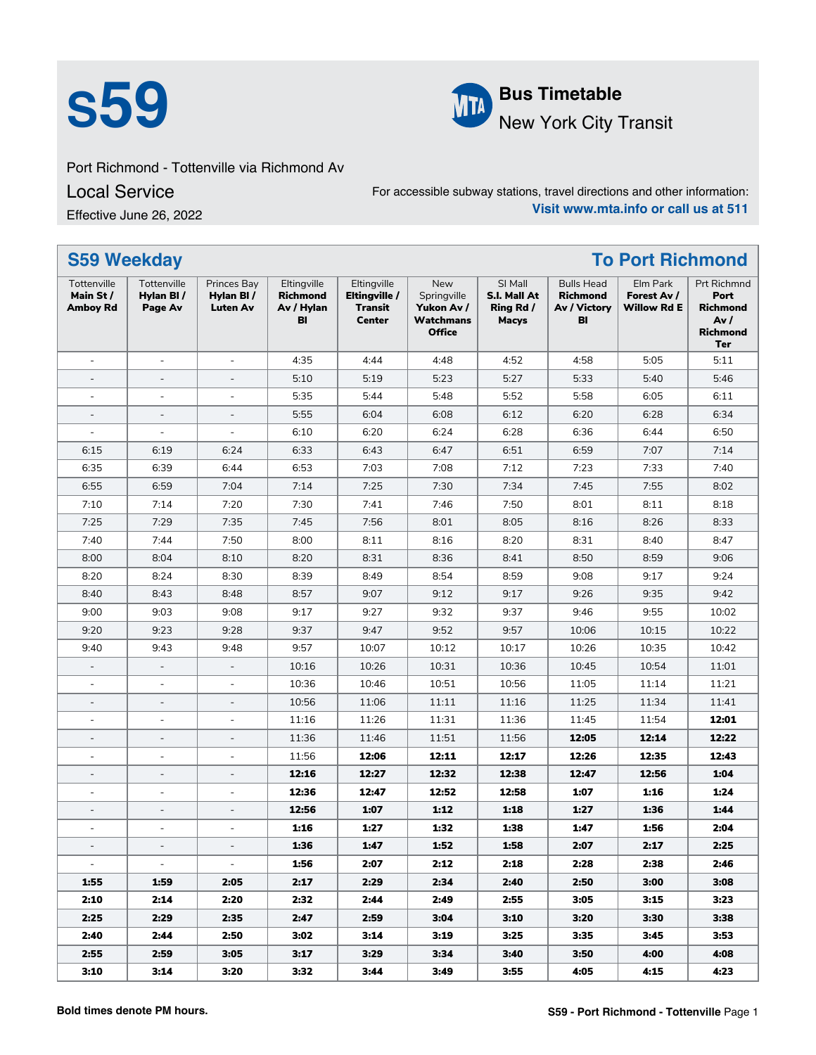# s59

**Bus Timetable**
New York City Transit

Port Richmond - Tottenville via Richmond Av

Local Service

Effective June 26, 2022

For accessible subway stations, travel directions and other information:
**Visit www.mta.info or call us at 511**

## S59 Weekday — To Port Richmond

| Tottenville **Main St / Amboy Rd** | Tottenville **Hylan Bl / Page Av** | Princes Bay **Hylan Bl / Luten Av** | Eltingville **Richmond Av / Hylan Bl** | Eltingville **Eltingville / Transit Center** | New Springville **Yukon Av / Watchmans Office** | SI Mall **S.I. Mall At Ring Rd / Macys** | Bulls Head **Richmond Av / Victory Bl** | Elm Park **Forest Av / Willow Rd E** | Prt Richmnd **Port Richmond Av / Richmond Ter** |
|---|---|---|---|---|---|---|---|---|---|
| - | - | - | 4:35 | 4:44 | 4:48 | 4:52 | 4:58 | 5:05 | 5:11 |
| - | - | - | 5:10 | 5:19 | 5:23 | 5:27 | 5:33 | 5:40 | 5:46 |
| - | - | - | 5:35 | 5:44 | 5:48 | 5:52 | 5:58 | 6:05 | 6:11 |
| - | - | - | 5:55 | 6:04 | 6:08 | 6:12 | 6:20 | 6:28 | 6:34 |
| - | - | - | 6:10 | 6:20 | 6:24 | 6:28 | 6:36 | 6:44 | 6:50 |
| 6:15 | 6:19 | 6:24 | 6:33 | 6:43 | 6:47 | 6:51 | 6:59 | 7:07 | 7:14 |
| 6:35 | 6:39 | 6:44 | 6:53 | 7:03 | 7:08 | 7:12 | 7:23 | 7:33 | 7:40 |
| 6:55 | 6:59 | 7:04 | 7:14 | 7:25 | 7:30 | 7:34 | 7:45 | 7:55 | 8:02 |
| 7:10 | 7:14 | 7:20 | 7:30 | 7:41 | 7:46 | 7:50 | 8:01 | 8:11 | 8:18 |
| 7:25 | 7:29 | 7:35 | 7:45 | 7:56 | 8:01 | 8:05 | 8:16 | 8:26 | 8:33 |
| 7:40 | 7:44 | 7:50 | 8:00 | 8:11 | 8:16 | 8:20 | 8:31 | 8:40 | 8:47 |
| 8:00 | 8:04 | 8:10 | 8:20 | 8:31 | 8:36 | 8:41 | 8:50 | 8:59 | 9:06 |
| 8:20 | 8:24 | 8:30 | 8:39 | 8:49 | 8:54 | 8:59 | 9:08 | 9:17 | 9:24 |
| 8:40 | 8:43 | 8:48 | 8:57 | 9:07 | 9:12 | 9:17 | 9:26 | 9:35 | 9:42 |
| 9:00 | 9:03 | 9:08 | 9:17 | 9:27 | 9:32 | 9:37 | 9:46 | 9:55 | 10:02 |
| 9:20 | 9:23 | 9:28 | 9:37 | 9:47 | 9:52 | 9:57 | 10:06 | 10:15 | 10:22 |
| 9:40 | 9:43 | 9:48 | 9:57 | 10:07 | 10:12 | 10:17 | 10:26 | 10:35 | 10:42 |
| - | - | - | 10:16 | 10:26 | 10:31 | 10:36 | 10:45 | 10:54 | 11:01 |
| - | - | - | 10:36 | 10:46 | 10:51 | 10:56 | 11:05 | 11:14 | 11:21 |
| - | - | - | 10:56 | 11:06 | 11:11 | 11:16 | 11:25 | 11:34 | 11:41 |
| - | - | - | 11:16 | 11:26 | 11:31 | 11:36 | 11:45 | 11:54 | **12:01** |
| - | - | - | 11:36 | 11:46 | 11:51 | 11:56 | **12:05** | **12:14** | **12:22** |
| - | - | - | 11:56 | **12:06** | **12:11** | **12:17** | **12:26** | **12:35** | **12:43** |
| - | - | - | **12:16** | **12:27** | **12:32** | **12:38** | **12:47** | **12:56** | **1:04** |
| - | - | - | **12:36** | **12:47** | **12:52** | **12:58** | **1:07** | **1:16** | **1:24** |
| - | - | - | **12:56** | **1:07** | **1:12** | **1:18** | **1:27** | **1:36** | **1:44** |
| - | - | - | **1:16** | **1:27** | **1:32** | **1:38** | **1:47** | **1:56** | **2:04** |
| - | - | - | **1:36** | **1:47** | **1:52** | **1:58** | **2:07** | **2:17** | **2:25** |
| - | - | - | **1:56** | **2:07** | **2:12** | **2:18** | **2:28** | **2:38** | **2:46** |
| **1:55** | **1:59** | **2:05** | **2:17** | **2:29** | **2:34** | **2:40** | **2:50** | **3:00** | **3:08** |
| **2:10** | **2:14** | **2:20** | **2:32** | **2:44** | **2:49** | **2:55** | **3:05** | **3:15** | **3:23** |
| **2:25** | **2:29** | **2:35** | **2:47** | **2:59** | **3:04** | **3:10** | **3:20** | **3:30** | **3:38** |
| **2:40** | **2:44** | **2:50** | **3:02** | **3:14** | **3:19** | **3:25** | **3:35** | **3:45** | **3:53** |
| **2:55** | **2:59** | **3:05** | **3:17** | **3:29** | **3:34** | **3:40** | **3:50** | **4:00** | **4:08** |
| **3:10** | **3:14** | **3:20** | **3:32** | **3:44** | **3:49** | **3:55** | **4:05** | **4:15** | **4:23** |

**Bold times denote PM hours.**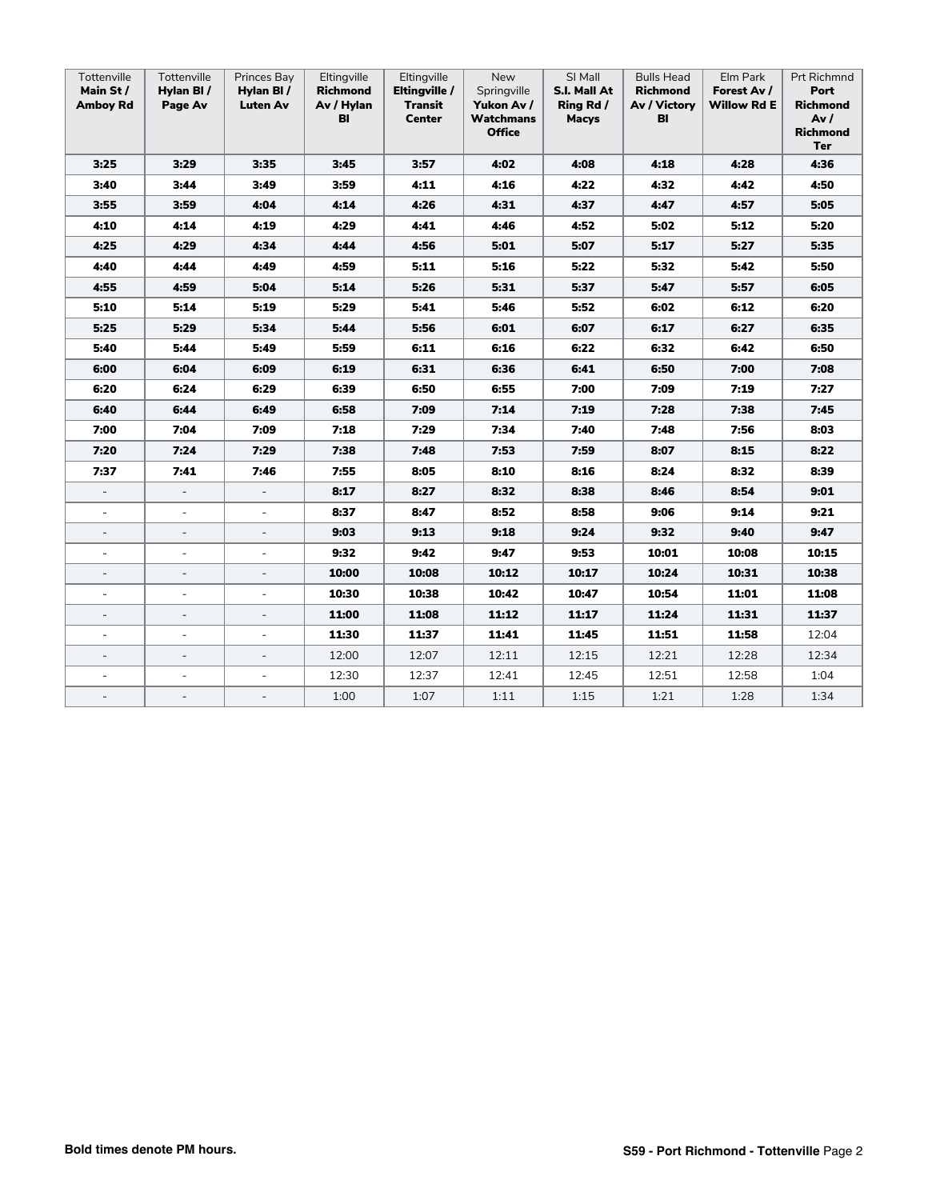| Tottenville **Main St / Amboy Rd** | Tottenville **Hylan Bl / Page Av** | Princes Bay **Hylan Bl / Luten Av** | Eltingville **Richmond Av / Hylan Bl** | Eltingville **Eltingville / Transit Center** | New Springville **Yukon Av / Watchmans Office** | SI Mall **S.I. Mall At Ring Rd / Macys** | Bulls Head **Richmond Av / Victory Bl** | Elm Park **Forest Av / Willow Rd E** | Prt Richmnd **Port Richmond Av / Richmond Ter** |
|---|---|---|---|---|---|---|---|---|---|
| **3:25** | **3:29** | **3:35** | **3:45** | **3:57** | **4:02** | **4:08** | **4:18** | **4:28** | **4:36** |
| **3:40** | **3:44** | **3:49** | **3:59** | **4:11** | **4:16** | **4:22** | **4:32** | **4:42** | **4:50** |
| **3:55** | **3:59** | **4:04** | **4:14** | **4:26** | **4:31** | **4:37** | **4:47** | **4:57** | **5:05** |
| **4:10** | **4:14** | **4:19** | **4:29** | **4:41** | **4:46** | **4:52** | **5:02** | **5:12** | **5:20** |
| **4:25** | **4:29** | **4:34** | **4:44** | **4:56** | **5:01** | **5:07** | **5:17** | **5:27** | **5:35** |
| **4:40** | **4:44** | **4:49** | **4:59** | **5:11** | **5:16** | **5:22** | **5:32** | **5:42** | **5:50** |
| **4:55** | **4:59** | **5:04** | **5:14** | **5:26** | **5:31** | **5:37** | **5:47** | **5:57** | **6:05** |
| **5:10** | **5:14** | **5:19** | **5:29** | **5:41** | **5:46** | **5:52** | **6:02** | **6:12** | **6:20** |
| **5:25** | **5:29** | **5:34** | **5:44** | **5:56** | **6:01** | **6:07** | **6:17** | **6:27** | **6:35** |
| **5:40** | **5:44** | **5:49** | **5:59** | **6:11** | **6:16** | **6:22** | **6:32** | **6:42** | **6:50** |
| **6:00** | **6:04** | **6:09** | **6:19** | **6:31** | **6:36** | **6:41** | **6:50** | **7:00** | **7:08** |
| **6:20** | **6:24** | **6:29** | **6:39** | **6:50** | **6:55** | **7:00** | **7:09** | **7:19** | **7:27** |
| **6:40** | **6:44** | **6:49** | **6:58** | **7:09** | **7:14** | **7:19** | **7:28** | **7:38** | **7:45** |
| **7:00** | **7:04** | **7:09** | **7:18** | **7:29** | **7:34** | **7:40** | **7:48** | **7:56** | **8:03** |
| **7:20** | **7:24** | **7:29** | **7:38** | **7:48** | **7:53** | **7:59** | **8:07** | **8:15** | **8:22** |
| **7:37** | **7:41** | **7:46** | **7:55** | **8:05** | **8:10** | **8:16** | **8:24** | **8:32** | **8:39** |
| - | - | - | **8:17** | **8:27** | **8:32** | **8:38** | **8:46** | **8:54** | **9:01** |
| - | - | - | **8:37** | **8:47** | **8:52** | **8:58** | **9:06** | **9:14** | **9:21** |
| - | - | - | **9:03** | **9:13** | **9:18** | **9:24** | **9:32** | **9:40** | **9:47** |
| - | - | - | **9:32** | **9:42** | **9:47** | **9:53** | **10:01** | **10:08** | **10:15** |
| - | - | - | **10:00** | **10:08** | **10:12** | **10:17** | **10:24** | **10:31** | **10:38** |
| - | - | - | **10:30** | **10:38** | **10:42** | **10:47** | **10:54** | **11:01** | **11:08** |
| - | - | - | **11:00** | **11:08** | **11:12** | **11:17** | **11:24** | **11:31** | **11:37** |
| - | - | - | **11:30** | **11:37** | **11:41** | **11:45** | **11:51** | **11:58** | 12:04 |
| - | - | - | 12:00 | 12:07 | 12:11 | 12:15 | 12:21 | 12:28 | 12:34 |
| - | - | - | 12:30 | 12:37 | 12:41 | 12:45 | 12:51 | 12:58 | 1:04 |
| - | - | - | 1:00 | 1:07 | 1:11 | 1:15 | 1:21 | 1:28 | 1:34 |

**Bold times denote PM hours.**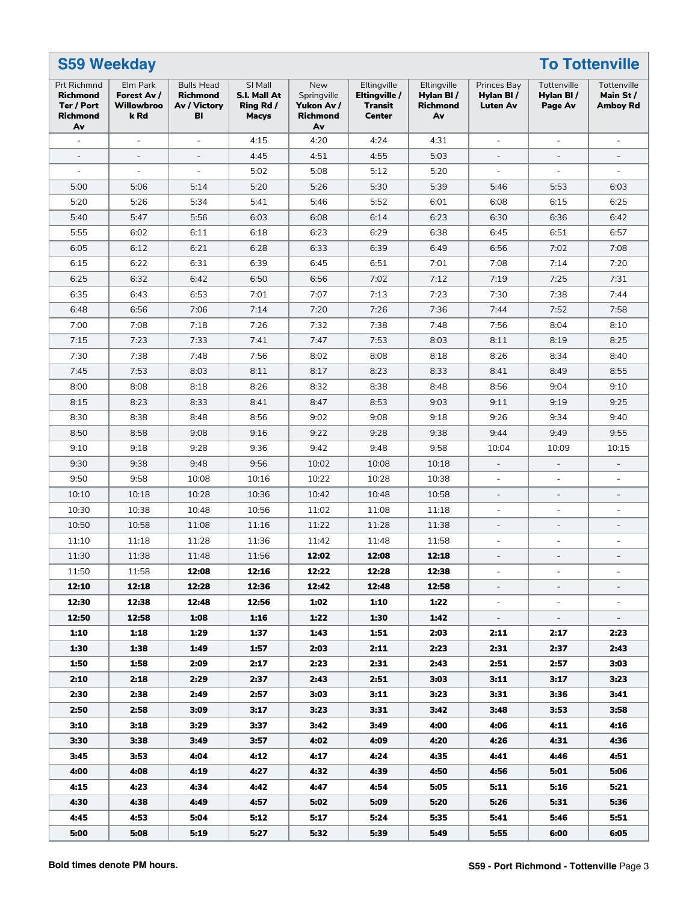# S59 Weekday — To Tottenville

| Prt Richmnd **Richmond Ter / Port Richmond Av** | Elm Park **Forest Av / Willowbrook Rd** | Bulls Head **Richmond Av / Victory Bl** | SI Mall **S.I. Mall At Ring Rd / Macys** | New Springville **Yukon Av / Richmond Av** | Eltingville **Eltingville / Transit Center** | Eltingville **Hylan Bl / Richmond Av** | Princes Bay **Hylan Bl / Luten Av** | Tottenville **Hylan Bl / Page Av** | Tottenville **Main St / Amboy Rd** |
|---|---|---|---|---|---|---|---|---|---|
| - | - | - | 4:15 | 4:20 | 4:24 | 4:31 | - | - | - |
| - | - | - | 4:45 | 4:51 | 4:55 | 5:03 | - | - | - |
| - | - | - | 5:02 | 5:08 | 5:12 | 5:20 | - | - | - |
| 5:00 | 5:06 | 5:14 | 5:20 | 5:26 | 5:30 | 5:39 | 5:46 | 5:53 | 6:03 |
| 5:20 | 5:26 | 5:34 | 5:41 | 5:46 | 5:52 | 6:01 | 6:08 | 6:15 | 6:25 |
| 5:40 | 5:47 | 5:56 | 6:03 | 6:08 | 6:14 | 6:23 | 6:30 | 6:36 | 6:42 |
| 5:55 | 6:02 | 6:11 | 6:18 | 6:23 | 6:29 | 6:38 | 6:45 | 6:51 | 6:57 |
| 6:05 | 6:12 | 6:21 | 6:28 | 6:33 | 6:39 | 6:49 | 6:56 | 7:02 | 7:08 |
| 6:15 | 6:22 | 6:31 | 6:39 | 6:45 | 6:51 | 7:01 | 7:08 | 7:14 | 7:20 |
| 6:25 | 6:32 | 6:42 | 6:50 | 6:56 | 7:02 | 7:12 | 7:19 | 7:25 | 7:31 |
| 6:35 | 6:43 | 6:53 | 7:01 | 7:07 | 7:13 | 7:23 | 7:30 | 7:38 | 7:44 |
| 6:48 | 6:56 | 7:06 | 7:14 | 7:20 | 7:26 | 7:36 | 7:44 | 7:52 | 7:58 |
| 7:00 | 7:08 | 7:18 | 7:26 | 7:32 | 7:38 | 7:48 | 7:56 | 8:04 | 8:10 |
| 7:15 | 7:23 | 7:33 | 7:41 | 7:47 | 7:53 | 8:03 | 8:11 | 8:19 | 8:25 |
| 7:30 | 7:38 | 7:48 | 7:56 | 8:02 | 8:08 | 8:18 | 8:26 | 8:34 | 8:40 |
| 7:45 | 7:53 | 8:03 | 8:11 | 8:17 | 8:23 | 8:33 | 8:41 | 8:49 | 8:55 |
| 8:00 | 8:08 | 8:18 | 8:26 | 8:32 | 8:38 | 8:48 | 8:56 | 9:04 | 9:10 |
| 8:15 | 8:23 | 8:33 | 8:41 | 8:47 | 8:53 | 9:03 | 9:11 | 9:19 | 9:25 |
| 8:30 | 8:38 | 8:48 | 8:56 | 9:02 | 9:08 | 9:18 | 9:26 | 9:34 | 9:40 |
| 8:50 | 8:58 | 9:08 | 9:16 | 9:22 | 9:28 | 9:38 | 9:44 | 9:49 | 9:55 |
| 9:10 | 9:18 | 9:28 | 9:36 | 9:42 | 9:48 | 9:58 | 10:04 | 10:09 | 10:15 |
| 9:30 | 9:38 | 9:48 | 9:56 | 10:02 | 10:08 | 10:18 | - | - | - |
| 9:50 | 9:58 | 10:08 | 10:16 | 10:22 | 10:28 | 10:38 | - | - | - |
| 10:10 | 10:18 | 10:28 | 10:36 | 10:42 | 10:48 | 10:58 | - | - | - |
| 10:30 | 10:38 | 10:48 | 10:56 | 11:02 | 11:08 | 11:18 | - | - | - |
| 10:50 | 10:58 | 11:08 | 11:16 | 11:22 | 11:28 | 11:38 | - | - | - |
| 11:10 | 11:18 | 11:28 | 11:36 | 11:42 | 11:48 | 11:58 | - | - | - |
| 11:30 | 11:38 | 11:48 | 11:56 | **12:02** | **12:08** | **12:18** | - | - | - |
| 11:50 | 11:58 | **12:08** | **12:16** | **12:22** | **12:28** | **12:38** | - | - | - |
| **12:10** | **12:18** | **12:28** | **12:36** | **12:42** | **12:48** | **12:58** | - | - | - |
| **12:30** | **12:38** | **12:48** | **12:56** | **1:02** | **1:10** | **1:22** | - | - | - |
| **12:50** | **12:58** | **1:08** | **1:16** | **1:22** | **1:30** | **1:42** | - | - | - |
| **1:10** | **1:18** | **1:29** | **1:37** | **1:43** | **1:51** | **2:03** | **2:11** | **2:17** | **2:23** |
| **1:30** | **1:38** | **1:49** | **1:57** | **2:03** | **2:11** | **2:23** | **2:31** | **2:37** | **2:43** |
| **1:50** | **1:58** | **2:09** | **2:17** | **2:23** | **2:31** | **2:43** | **2:51** | **2:57** | **3:03** |
| **2:10** | **2:18** | **2:29** | **2:37** | **2:43** | **2:51** | **3:03** | **3:11** | **3:17** | **3:23** |
| **2:30** | **2:38** | **2:49** | **2:57** | **3:03** | **3:11** | **3:23** | **3:31** | **3:36** | **3:41** |
| **2:50** | **2:58** | **3:09** | **3:17** | **3:23** | **3:31** | **3:42** | **3:48** | **3:53** | **3:58** |
| **3:10** | **3:18** | **3:29** | **3:37** | **3:42** | **3:49** | **4:00** | **4:06** | **4:11** | **4:16** |
| **3:30** | **3:38** | **3:49** | **3:57** | **4:02** | **4:09** | **4:20** | **4:26** | **4:31** | **4:36** |
| **3:45** | **3:53** | **4:04** | **4:12** | **4:17** | **4:24** | **4:35** | **4:41** | **4:46** | **4:51** |
| **4:00** | **4:08** | **4:19** | **4:27** | **4:32** | **4:39** | **4:50** | **4:56** | **5:01** | **5:06** |
| **4:15** | **4:23** | **4:34** | **4:42** | **4:47** | **4:54** | **5:05** | **5:11** | **5:16** | **5:21** |
| **4:30** | **4:38** | **4:49** | **4:57** | **5:02** | **5:09** | **5:20** | **5:26** | **5:31** | **5:36** |
| **4:45** | **4:53** | **5:04** | **5:12** | **5:17** | **5:24** | **5:35** | **5:41** | **5:46** | **5:51** |
| **5:00** | **5:08** | **5:19** | **5:27** | **5:32** | **5:39** | **5:49** | **5:55** | **6:00** | **6:05** |

**Bold times denote PM hours.**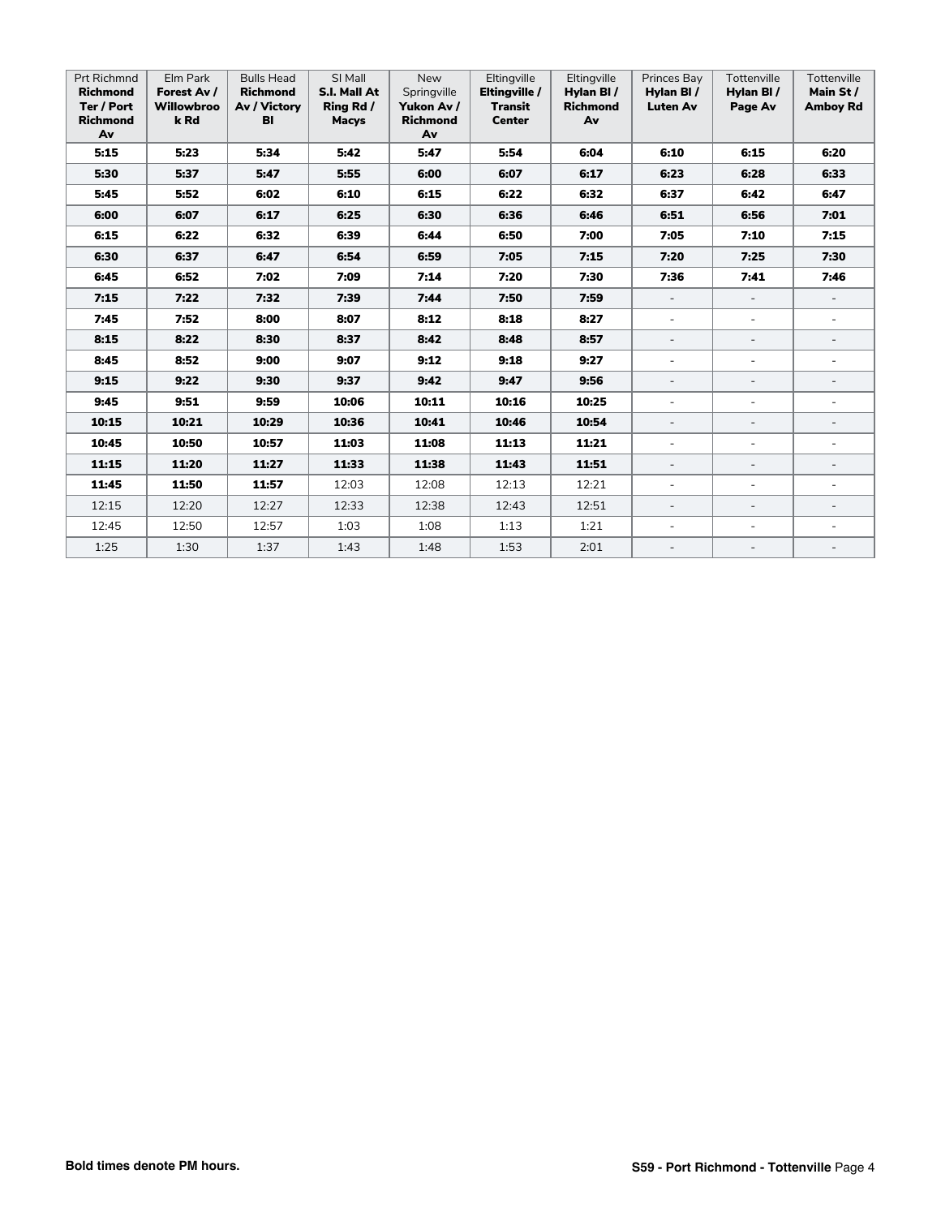| Prt Richmnd **Richmond Ter / Port Richmond Av** | Elm Park **Forest Av / Willowbrook Rd** | Bulls Head **Richmond Av / Victory Bl** | SI Mall **S.I. Mall At Ring Rd / Macys** | New Springville **Yukon Av / Richmond Av** | Eltingville **Eltingville / Transit Center** | Eltingville **Hylan Bl / Richmond Av** | Princes Bay **Hylan Bl / Luten Av** | Tottenville **Hylan Bl / Page Av** | Tottenville **Main St / Amboy Rd** |
|---|---|---|---|---|---|---|---|---|---|
| **5:15** | **5:23** | **5:34** | **5:42** | **5:47** | **5:54** | **6:04** | **6:10** | **6:15** | **6:20** |
| **5:30** | **5:37** | **5:47** | **5:55** | **6:00** | **6:07** | **6:17** | **6:23** | **6:28** | **6:33** |
| **5:45** | **5:52** | **6:02** | **6:10** | **6:15** | **6:22** | **6:32** | **6:37** | **6:42** | **6:47** |
| **6:00** | **6:07** | **6:17** | **6:25** | **6:30** | **6:36** | **6:46** | **6:51** | **6:56** | **7:01** |
| **6:15** | **6:22** | **6:32** | **6:39** | **6:44** | **6:50** | **7:00** | **7:05** | **7:10** | **7:15** |
| **6:30** | **6:37** | **6:47** | **6:54** | **6:59** | **7:05** | **7:15** | **7:20** | **7:25** | **7:30** |
| **6:45** | **6:52** | **7:02** | **7:09** | **7:14** | **7:20** | **7:30** | **7:36** | **7:41** | **7:46** |
| **7:15** | **7:22** | **7:32** | **7:39** | **7:44** | **7:50** | **7:59** | - | - | - |
| **7:45** | **7:52** | **8:00** | **8:07** | **8:12** | **8:18** | **8:27** | - | - | - |
| **8:15** | **8:22** | **8:30** | **8:37** | **8:42** | **8:48** | **8:57** | - | - | - |
| **8:45** | **8:52** | **9:00** | **9:07** | **9:12** | **9:18** | **9:27** | - | - | - |
| **9:15** | **9:22** | **9:30** | **9:37** | **9:42** | **9:47** | **9:56** | - | - | - |
| **9:45** | **9:51** | **9:59** | **10:06** | **10:11** | **10:16** | **10:25** | - | - | - |
| **10:15** | **10:21** | **10:29** | **10:36** | **10:41** | **10:46** | **10:54** | - | - | - |
| **10:45** | **10:50** | **10:57** | **11:03** | **11:08** | **11:13** | **11:21** | - | - | - |
| **11:15** | **11:20** | **11:27** | **11:33** | **11:38** | **11:43** | **11:51** | - | - | - |
| **11:45** | **11:50** | **11:57** | 12:03 | 12:08 | 12:13 | 12:21 | - | - | - |
| 12:15 | 12:20 | 12:27 | 12:33 | 12:38 | 12:43 | 12:51 | - | - | - |
| 12:45 | 12:50 | 12:57 | 1:03 | 1:08 | 1:13 | 1:21 | - | - | - |
| 1:25 | 1:30 | 1:37 | 1:43 | 1:48 | 1:53 | 2:01 | - | - | - |

**Bold times denote PM hours.**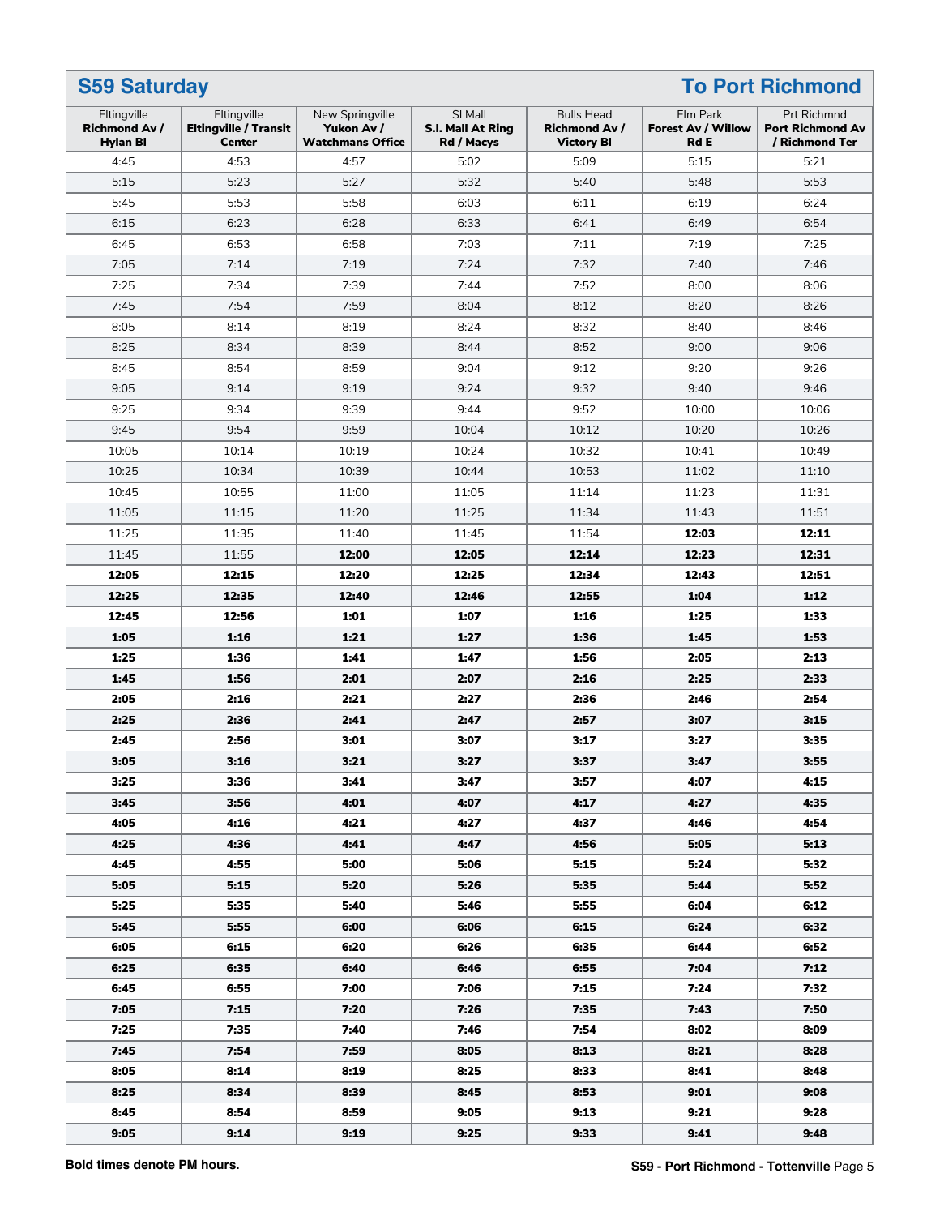## S59 Saturday — To Port Richmond

| Eltingville **Richmond Av / Hylan Bl** | Eltingville **Eltingville / Transit Center** | New Springville **Yukon Av / Watchmans Office** | SI Mall **S.I. Mall At Ring Rd / Macys** | Bulls Head **Richmond Av / Victory Bl** | Elm Park **Forest Av / Willow Rd E** | Prt Richmnd **Port Richmond Av / Richmond Ter** |
|---|---|---|---|---|---|---|
| 4:45 | 4:53 | 4:57 | 5:02 | 5:09 | 5:15 | 5:21 |
| 5:15 | 5:23 | 5:27 | 5:32 | 5:40 | 5:48 | 5:53 |
| 5:45 | 5:53 | 5:58 | 6:03 | 6:11 | 6:19 | 6:24 |
| 6:15 | 6:23 | 6:28 | 6:33 | 6:41 | 6:49 | 6:54 |
| 6:45 | 6:53 | 6:58 | 7:03 | 7:11 | 7:19 | 7:25 |
| 7:05 | 7:14 | 7:19 | 7:24 | 7:32 | 7:40 | 7:46 |
| 7:25 | 7:34 | 7:39 | 7:44 | 7:52 | 8:00 | 8:06 |
| 7:45 | 7:54 | 7:59 | 8:04 | 8:12 | 8:20 | 8:26 |
| 8:05 | 8:14 | 8:19 | 8:24 | 8:32 | 8:40 | 8:46 |
| 8:25 | 8:34 | 8:39 | 8:44 | 8:52 | 9:00 | 9:06 |
| 8:45 | 8:54 | 8:59 | 9:04 | 9:12 | 9:20 | 9:26 |
| 9:05 | 9:14 | 9:19 | 9:24 | 9:32 | 9:40 | 9:46 |
| 9:25 | 9:34 | 9:39 | 9:44 | 9:52 | 10:00 | 10:06 |
| 9:45 | 9:54 | 9:59 | 10:04 | 10:12 | 10:20 | 10:26 |
| 10:05 | 10:14 | 10:19 | 10:24 | 10:32 | 10:41 | 10:49 |
| 10:25 | 10:34 | 10:39 | 10:44 | 10:53 | 11:02 | 11:10 |
| 10:45 | 10:55 | 11:00 | 11:05 | 11:14 | 11:23 | 11:31 |
| 11:05 | 11:15 | 11:20 | 11:25 | 11:34 | 11:43 | 11:51 |
| 11:25 | 11:35 | 11:40 | 11:45 | 11:54 | **12:03** | **12:11** |
| 11:45 | 11:55 | **12:00** | **12:05** | **12:14** | **12:23** | **12:31** |
| **12:05** | **12:15** | **12:20** | **12:25** | **12:34** | **12:43** | **12:51** |
| **12:25** | **12:35** | **12:40** | **12:46** | **12:55** | **1:04** | **1:12** |
| **12:45** | **12:56** | **1:01** | **1:07** | **1:16** | **1:25** | **1:33** |
| **1:05** | **1:16** | **1:21** | **1:27** | **1:36** | **1:45** | **1:53** |
| **1:25** | **1:36** | **1:41** | **1:47** | **1:56** | **2:05** | **2:13** |
| **1:45** | **1:56** | **2:01** | **2:07** | **2:16** | **2:25** | **2:33** |
| **2:05** | **2:16** | **2:21** | **2:27** | **2:36** | **2:46** | **2:54** |
| **2:25** | **2:36** | **2:41** | **2:47** | **2:57** | **3:07** | **3:15** |
| **2:45** | **2:56** | **3:01** | **3:07** | **3:17** | **3:27** | **3:35** |
| **3:05** | **3:16** | **3:21** | **3:27** | **3:37** | **3:47** | **3:55** |
| **3:25** | **3:36** | **3:41** | **3:47** | **3:57** | **4:07** | **4:15** |
| **3:45** | **3:56** | **4:01** | **4:07** | **4:17** | **4:27** | **4:35** |
| **4:05** | **4:16** | **4:21** | **4:27** | **4:37** | **4:46** | **4:54** |
| **4:25** | **4:36** | **4:41** | **4:47** | **4:56** | **5:05** | **5:13** |
| **4:45** | **4:55** | **5:00** | **5:06** | **5:15** | **5:24** | **5:32** |
| **5:05** | **5:15** | **5:20** | **5:26** | **5:35** | **5:44** | **5:52** |
| **5:25** | **5:35** | **5:40** | **5:46** | **5:55** | **6:04** | **6:12** |
| **5:45** | **5:55** | **6:00** | **6:06** | **6:15** | **6:24** | **6:32** |
| **6:05** | **6:15** | **6:20** | **6:26** | **6:35** | **6:44** | **6:52** |
| **6:25** | **6:35** | **6:40** | **6:46** | **6:55** | **7:04** | **7:12** |
| **6:45** | **6:55** | **7:00** | **7:06** | **7:15** | **7:24** | **7:32** |
| **7:05** | **7:15** | **7:20** | **7:26** | **7:35** | **7:43** | **7:50** |
| **7:25** | **7:35** | **7:40** | **7:46** | **7:54** | **8:02** | **8:09** |
| **7:45** | **7:54** | **7:59** | **8:05** | **8:13** | **8:21** | **8:28** |
| **8:05** | **8:14** | **8:19** | **8:25** | **8:33** | **8:41** | **8:48** |
| **8:25** | **8:34** | **8:39** | **8:45** | **8:53** | **9:01** | **9:08** |
| **8:45** | **8:54** | **8:59** | **9:05** | **9:13** | **9:21** | **9:28** |
| **9:05** | **9:14** | **9:19** | **9:25** | **9:33** | **9:41** | **9:48** |

**Bold times denote PM hours.**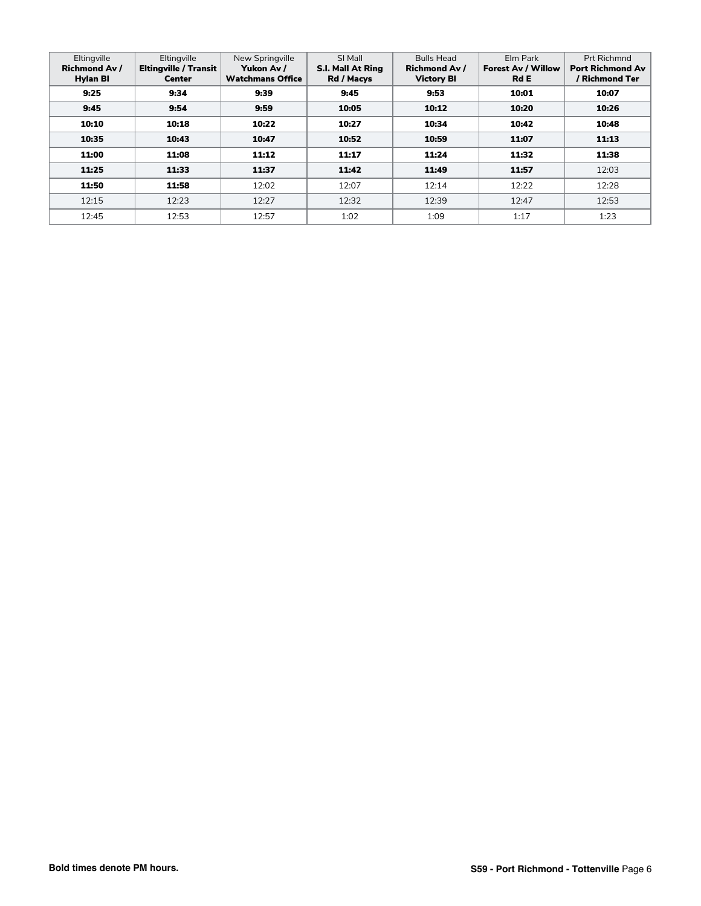| Eltingville **Richmond Av / Hylan Bl** | Eltingville **Eltingville / Transit Center** | New Springville **Yukon Av / Watchmans Office** | SI Mall **S.I. Mall At Ring Rd / Macys** | Bulls Head **Richmond Av / Victory Bl** | Elm Park **Forest Av / Willow Rd E** | Prt Richmnd **Port Richmond Av / Richmond Ter** |
|---|---|---|---|---|---|---|
| **9:25** | **9:34** | **9:39** | **9:45** | **9:53** | **10:01** | **10:07** |
| **9:45** | **9:54** | **9:59** | **10:05** | **10:12** | **10:20** | **10:26** |
| **10:10** | **10:18** | **10:22** | **10:27** | **10:34** | **10:42** | **10:48** |
| **10:35** | **10:43** | **10:47** | **10:52** | **10:59** | **11:07** | **11:13** |
| **11:00** | **11:08** | **11:12** | **11:17** | **11:24** | **11:32** | **11:38** |
| **11:25** | **11:33** | **11:37** | **11:42** | **11:49** | **11:57** | 12:03 |
| **11:50** | **11:58** | 12:02 | 12:07 | 12:14 | 12:22 | 12:28 |
| 12:15 | 12:23 | 12:27 | 12:32 | 12:39 | 12:47 | 12:53 |
| 12:45 | 12:53 | 12:57 | 1:02 | 1:09 | 1:17 | 1:23 |

**Bold times denote PM hours.**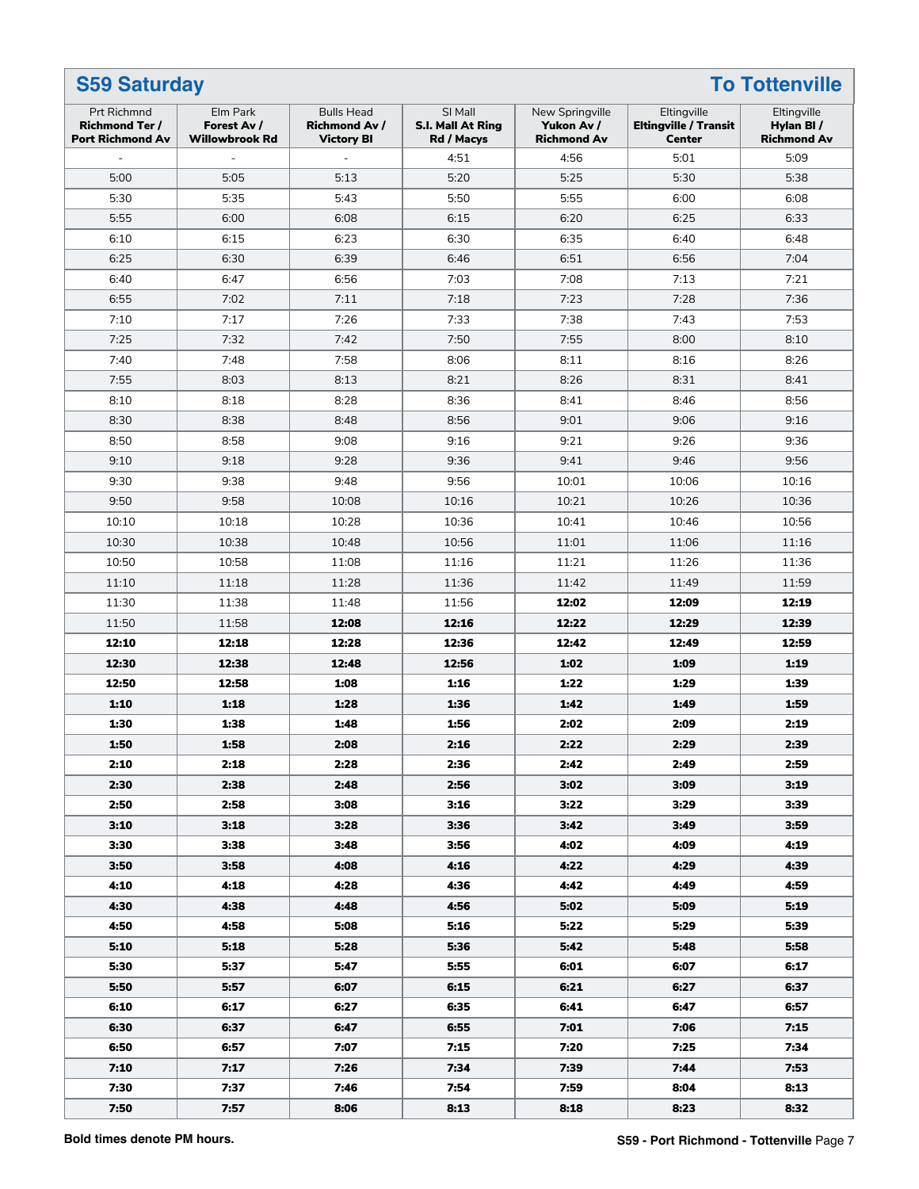## S59 Saturday — To Tottenville

| Prt Richmnd **Richmond Ter / Port Richmond Av** | Elm Park **Forest Av / Willowbrook Rd** | Bulls Head **Richmond Av / Victory Bl** | SI Mall **S.I. Mall At Ring Rd / Macys** | New Springville **Yukon Av / Richmond Av** | Eltingville **Eltingville / Transit Center** | Eltingville **Hylan Bl / Richmond Av** |
|---|---|---|---|---|---|---|
| - | - | - | 4:51 | 4:56 | 5:01 | 5:09 |
| 5:00 | 5:05 | 5:13 | 5:20 | 5:25 | 5:30 | 5:38 |
| 5:30 | 5:35 | 5:43 | 5:50 | 5:55 | 6:00 | 6:08 |
| 5:55 | 6:00 | 6:08 | 6:15 | 6:20 | 6:25 | 6:33 |
| 6:10 | 6:15 | 6:23 | 6:30 | 6:35 | 6:40 | 6:48 |
| 6:25 | 6:30 | 6:39 | 6:46 | 6:51 | 6:56 | 7:04 |
| 6:40 | 6:47 | 6:56 | 7:03 | 7:08 | 7:13 | 7:21 |
| 6:55 | 7:02 | 7:11 | 7:18 | 7:23 | 7:28 | 7:36 |
| 7:10 | 7:17 | 7:26 | 7:33 | 7:38 | 7:43 | 7:53 |
| 7:25 | 7:32 | 7:42 | 7:50 | 7:55 | 8:00 | 8:10 |
| 7:40 | 7:48 | 7:58 | 8:06 | 8:11 | 8:16 | 8:26 |
| 7:55 | 8:03 | 8:13 | 8:21 | 8:26 | 8:31 | 8:41 |
| 8:10 | 8:18 | 8:28 | 8:36 | 8:41 | 8:46 | 8:56 |
| 8:30 | 8:38 | 8:48 | 8:56 | 9:01 | 9:06 | 9:16 |
| 8:50 | 8:58 | 9:08 | 9:16 | 9:21 | 9:26 | 9:36 |
| 9:10 | 9:18 | 9:28 | 9:36 | 9:41 | 9:46 | 9:56 |
| 9:30 | 9:38 | 9:48 | 9:56 | 10:01 | 10:06 | 10:16 |
| 9:50 | 9:58 | 10:08 | 10:16 | 10:21 | 10:26 | 10:36 |
| 10:10 | 10:18 | 10:28 | 10:36 | 10:41 | 10:46 | 10:56 |
| 10:30 | 10:38 | 10:48 | 10:56 | 11:01 | 11:06 | 11:16 |
| 10:50 | 10:58 | 11:08 | 11:16 | 11:21 | 11:26 | 11:36 |
| 11:10 | 11:18 | 11:28 | 11:36 | 11:42 | 11:49 | 11:59 |
| 11:30 | 11:38 | 11:48 | 11:56 | **12:02** | **12:09** | **12:19** |
| 11:50 | 11:58 | **12:08** | **12:16** | **12:22** | **12:29** | **12:39** |
| **12:10** | **12:18** | **12:28** | **12:36** | **12:42** | **12:49** | **12:59** |
| **12:30** | **12:38** | **12:48** | **12:56** | **1:02** | **1:09** | **1:19** |
| **12:50** | **12:58** | **1:08** | **1:16** | **1:22** | **1:29** | **1:39** |
| **1:10** | **1:18** | **1:28** | **1:36** | **1:42** | **1:49** | **1:59** |
| **1:30** | **1:38** | **1:48** | **1:56** | **2:02** | **2:09** | **2:19** |
| **1:50** | **1:58** | **2:08** | **2:16** | **2:22** | **2:29** | **2:39** |
| **2:10** | **2:18** | **2:28** | **2:36** | **2:42** | **2:49** | **2:59** |
| **2:30** | **2:38** | **2:48** | **2:56** | **3:02** | **3:09** | **3:19** |
| **2:50** | **2:58** | **3:08** | **3:16** | **3:22** | **3:29** | **3:39** |
| **3:10** | **3:18** | **3:28** | **3:36** | **3:42** | **3:49** | **3:59** |
| **3:30** | **3:38** | **3:48** | **3:56** | **4:02** | **4:09** | **4:19** |
| **3:50** | **3:58** | **4:08** | **4:16** | **4:22** | **4:29** | **4:39** |
| **4:10** | **4:18** | **4:28** | **4:36** | **4:42** | **4:49** | **4:59** |
| **4:30** | **4:38** | **4:48** | **4:56** | **5:02** | **5:09** | **5:19** |
| **4:50** | **4:58** | **5:08** | **5:16** | **5:22** | **5:29** | **5:39** |
| **5:10** | **5:18** | **5:28** | **5:36** | **5:42** | **5:48** | **5:58** |
| **5:30** | **5:37** | **5:47** | **5:55** | **6:01** | **6:07** | **6:17** |
| **5:50** | **5:57** | **6:07** | **6:15** | **6:21** | **6:27** | **6:37** |
| **6:10** | **6:17** | **6:27** | **6:35** | **6:41** | **6:47** | **6:57** |
| **6:30** | **6:37** | **6:47** | **6:55** | **7:01** | **7:06** | **7:15** |
| **6:50** | **6:57** | **7:07** | **7:15** | **7:20** | **7:25** | **7:34** |
| **7:10** | **7:17** | **7:26** | **7:34** | **7:39** | **7:44** | **7:53** |
| **7:30** | **7:37** | **7:46** | **7:54** | **7:59** | **8:04** | **8:13** |
| **7:50** | **7:57** | **8:06** | **8:13** | **8:18** | **8:23** | **8:32** |

**Bold times denote PM hours.**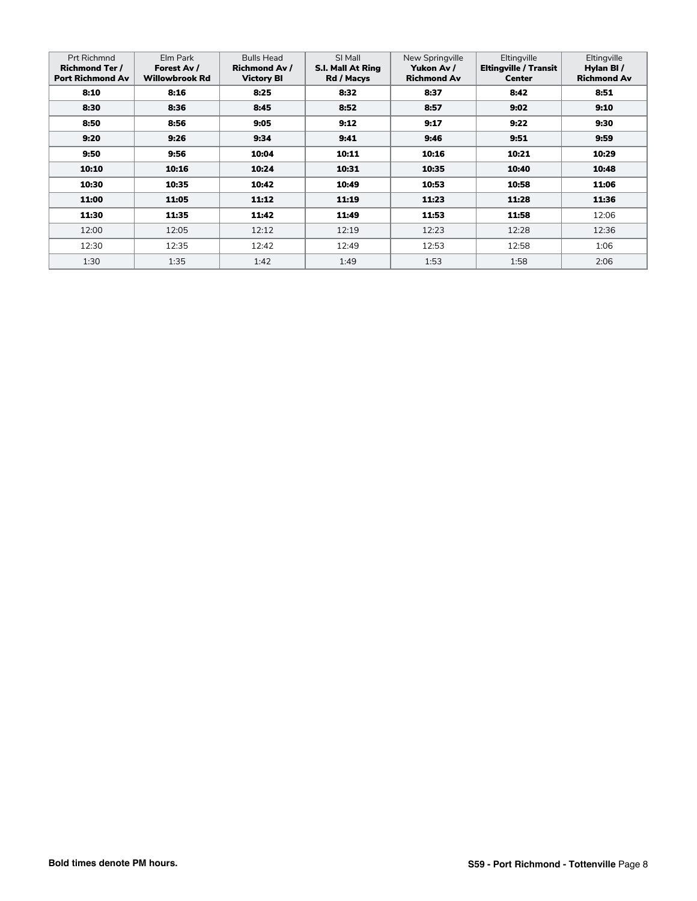| Prt Richmnd **Richmond Ter / Port Richmond Av** | Elm Park **Forest Av / Willowbrook Rd** | Bulls Head **Richmond Av / Victory Bl** | SI Mall **S.I. Mall At Ring Rd / Macys** | New Springville **Yukon Av / Richmond Av** | Eltingville **Eltingville / Transit Center** | Eltingville **Hylan Bl / Richmond Av** |
|---|---|---|---|---|---|---|
| **8:10** | **8:16** | **8:25** | **8:32** | **8:37** | **8:42** | **8:51** |
| **8:30** | **8:36** | **8:45** | **8:52** | **8:57** | **9:02** | **9:10** |
| **8:50** | **8:56** | **9:05** | **9:12** | **9:17** | **9:22** | **9:30** |
| **9:20** | **9:26** | **9:34** | **9:41** | **9:46** | **9:51** | **9:59** |
| **9:50** | **9:56** | **10:04** | **10:11** | **10:16** | **10:21** | **10:29** |
| **10:10** | **10:16** | **10:24** | **10:31** | **10:35** | **10:40** | **10:48** |
| **10:30** | **10:35** | **10:42** | **10:49** | **10:53** | **10:58** | **11:06** |
| **11:00** | **11:05** | **11:12** | **11:19** | **11:23** | **11:28** | **11:36** |
| **11:30** | **11:35** | **11:42** | **11:49** | **11:53** | **11:58** | 12:06 |
| 12:00 | 12:05 | 12:12 | 12:19 | 12:23 | 12:28 | 12:36 |
| 12:30 | 12:35 | 12:42 | 12:49 | 12:53 | 12:58 | 1:06 |
| 1:30 | 1:35 | 1:42 | 1:49 | 1:53 | 1:58 | 2:06 |

**Bold times denote PM hours.**

**S59 - Port Richmond - Tottenville**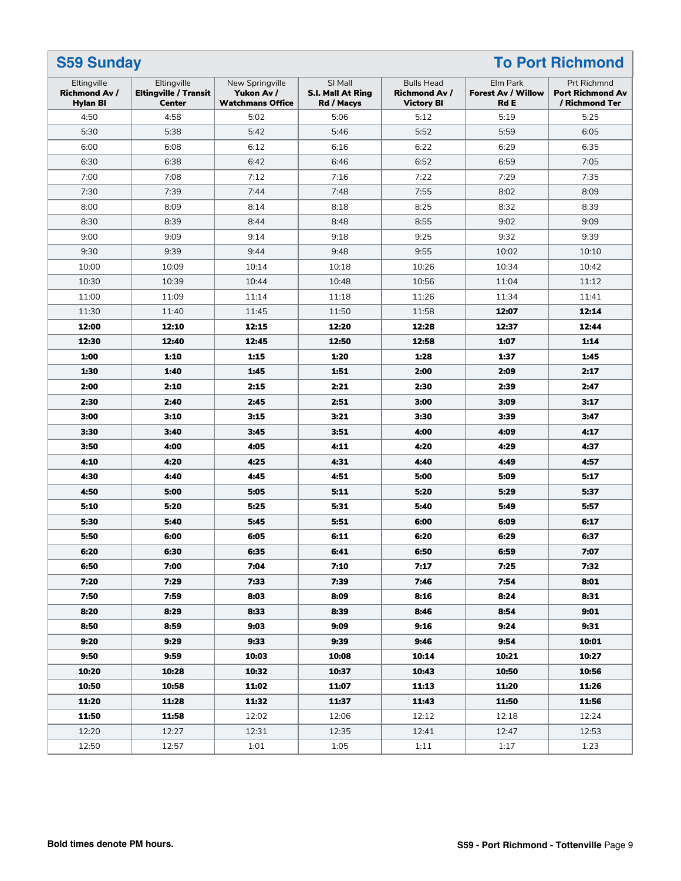## S59 Sunday — To Port Richmond

| Eltingville **Richmond Av / Hylan Bl** | Eltingville **Eltingville / Transit Center** | New Springville **Yukon Av / Watchmans Office** | SI Mall **S.I. Mall At Ring Rd / Macys** | Bulls Head **Richmond Av / Victory Bl** | Elm Park **Forest Av / Willow Rd E** | Prt Richmnd **Port Richmond Av / Richmond Ter** |
|---|---|---|---|---|---|---|
| 4:50 | 4:58 | 5:02 | 5:06 | 5:12 | 5:19 | 5:25 |
| 5:30 | 5:38 | 5:42 | 5:46 | 5:52 | 5:59 | 6:05 |
| 6:00 | 6:08 | 6:12 | 6:16 | 6:22 | 6:29 | 6:35 |
| 6:30 | 6:38 | 6:42 | 6:46 | 6:52 | 6:59 | 7:05 |
| 7:00 | 7:08 | 7:12 | 7:16 | 7:22 | 7:29 | 7:35 |
| 7:30 | 7:39 | 7:44 | 7:48 | 7:55 | 8:02 | 8:09 |
| 8:00 | 8:09 | 8:14 | 8:18 | 8:25 | 8:32 | 8:39 |
| 8:30 | 8:39 | 8:44 | 8:48 | 8:55 | 9:02 | 9:09 |
| 9:00 | 9:09 | 9:14 | 9:18 | 9:25 | 9:32 | 9:39 |
| 9:30 | 9:39 | 9:44 | 9:48 | 9:55 | 10:02 | 10:10 |
| 10:00 | 10:09 | 10:14 | 10:18 | 10:26 | 10:34 | 10:42 |
| 10:30 | 10:39 | 10:44 | 10:48 | 10:56 | 11:04 | 11:12 |
| 11:00 | 11:09 | 11:14 | 11:18 | 11:26 | 11:34 | 11:41 |
| 11:30 | 11:40 | 11:45 | 11:50 | 11:58 | **12:07** | **12:14** |
| **12:00** | **12:10** | **12:15** | **12:20** | **12:28** | **12:37** | **12:44** |
| **12:30** | **12:40** | **12:45** | **12:50** | **12:58** | **1:07** | **1:14** |
| **1:00** | **1:10** | **1:15** | **1:20** | **1:28** | **1:37** | **1:45** |
| **1:30** | **1:40** | **1:45** | **1:51** | **2:00** | **2:09** | **2:17** |
| **2:00** | **2:10** | **2:15** | **2:21** | **2:30** | **2:39** | **2:47** |
| **2:30** | **2:40** | **2:45** | **2:51** | **3:00** | **3:09** | **3:17** |
| **3:00** | **3:10** | **3:15** | **3:21** | **3:30** | **3:39** | **3:47** |
| **3:30** | **3:40** | **3:45** | **3:51** | **4:00** | **4:09** | **4:17** |
| **3:50** | **4:00** | **4:05** | **4:11** | **4:20** | **4:29** | **4:37** |
| **4:10** | **4:20** | **4:25** | **4:31** | **4:40** | **4:49** | **4:57** |
| **4:30** | **4:40** | **4:45** | **4:51** | **5:00** | **5:09** | **5:17** |
| **4:50** | **5:00** | **5:05** | **5:11** | **5:20** | **5:29** | **5:37** |
| **5:10** | **5:20** | **5:25** | **5:31** | **5:40** | **5:49** | **5:57** |
| **5:30** | **5:40** | **5:45** | **5:51** | **6:00** | **6:09** | **6:17** |
| **5:50** | **6:00** | **6:05** | **6:11** | **6:20** | **6:29** | **6:37** |
| **6:20** | **6:30** | **6:35** | **6:41** | **6:50** | **6:59** | **7:07** |
| **6:50** | **7:00** | **7:04** | **7:10** | **7:17** | **7:25** | **7:32** |
| **7:20** | **7:29** | **7:33** | **7:39** | **7:46** | **7:54** | **8:01** |
| **7:50** | **7:59** | **8:03** | **8:09** | **8:16** | **8:24** | **8:31** |
| **8:20** | **8:29** | **8:33** | **8:39** | **8:46** | **8:54** | **9:01** |
| **8:50** | **8:59** | **9:03** | **9:09** | **9:16** | **9:24** | **9:31** |
| **9:20** | **9:29** | **9:33** | **9:39** | **9:46** | **9:54** | **10:01** |
| **9:50** | **9:59** | **10:03** | **10:08** | **10:14** | **10:21** | **10:27** |
| **10:20** | **10:28** | **10:32** | **10:37** | **10:43** | **10:50** | **10:56** |
| **10:50** | **10:58** | **11:02** | **11:07** | **11:13** | **11:20** | **11:26** |
| **11:20** | **11:28** | **11:32** | **11:37** | **11:43** | **11:50** | **11:56** |
| **11:50** | **11:58** | 12:02 | 12:06 | 12:12 | 12:18 | 12:24 |
| 12:20 | 12:27 | 12:31 | 12:35 | 12:41 | 12:47 | 12:53 |
| 12:50 | 12:57 | 1:01 | 1:05 | 1:11 | 1:17 | 1:23 |

**Bold times denote PM hours.**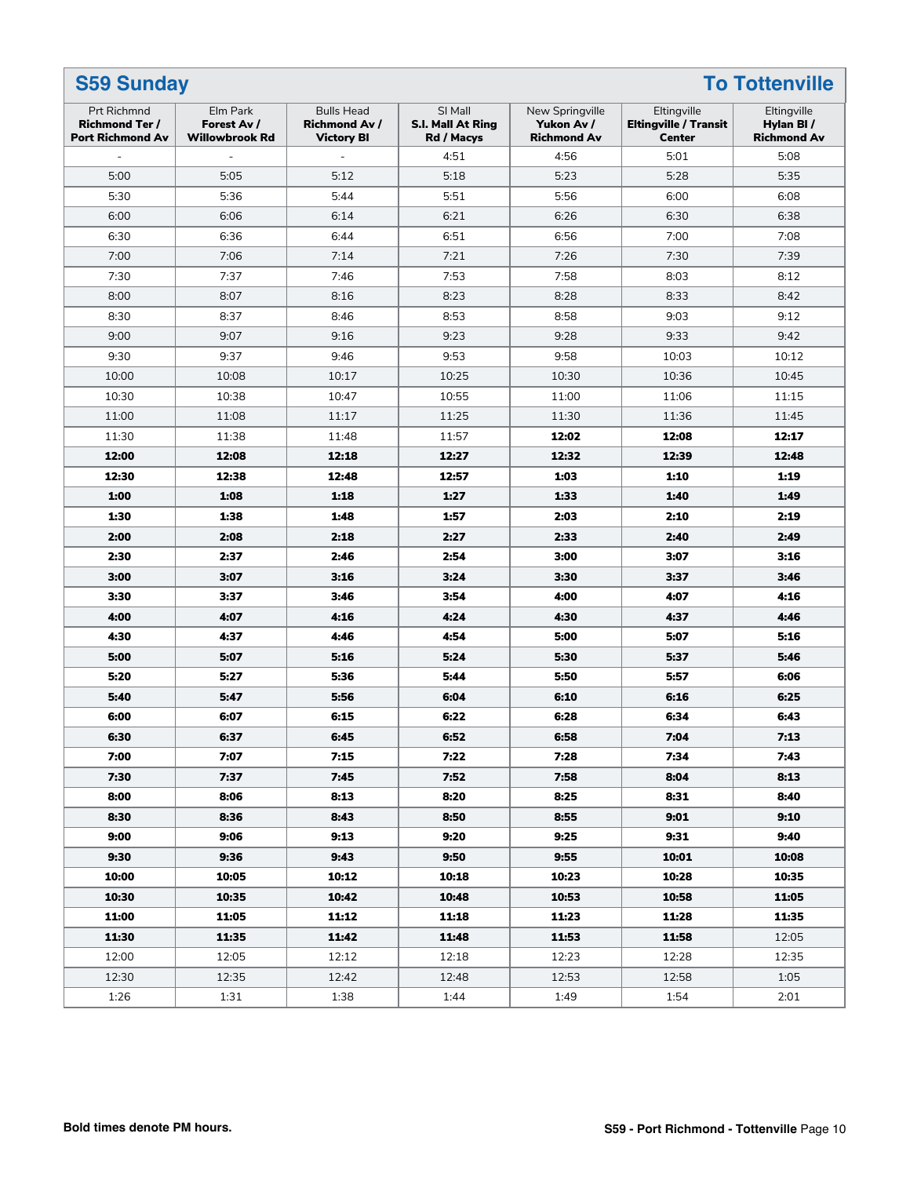## S59 Sunday — To Tottenville

| Prt Richmnd **Richmond Ter / Port Richmond Av** | Elm Park **Forest Av / Willowbrook Rd** | Bulls Head **Richmond Av / Victory Bl** | SI Mall **S.I. Mall At Ring Rd / Macys** | New Springville **Yukon Av / Richmond Av** | Eltingville **Eltingville / Transit Center** | Eltingville **Hylan Bl / Richmond Av** |
|---|---|---|---|---|---|---|
| - | - | - | 4:51 | 4:56 | 5:01 | 5:08 |
| 5:00 | 5:05 | 5:12 | 5:18 | 5:23 | 5:28 | 5:35 |
| 5:30 | 5:36 | 5:44 | 5:51 | 5:56 | 6:00 | 6:08 |
| 6:00 | 6:06 | 6:14 | 6:21 | 6:26 | 6:30 | 6:38 |
| 6:30 | 6:36 | 6:44 | 6:51 | 6:56 | 7:00 | 7:08 |
| 7:00 | 7:06 | 7:14 | 7:21 | 7:26 | 7:30 | 7:39 |
| 7:30 | 7:37 | 7:46 | 7:53 | 7:58 | 8:03 | 8:12 |
| 8:00 | 8:07 | 8:16 | 8:23 | 8:28 | 8:33 | 8:42 |
| 8:30 | 8:37 | 8:46 | 8:53 | 8:58 | 9:03 | 9:12 |
| 9:00 | 9:07 | 9:16 | 9:23 | 9:28 | 9:33 | 9:42 |
| 9:30 | 9:37 | 9:46 | 9:53 | 9:58 | 10:03 | 10:12 |
| 10:00 | 10:08 | 10:17 | 10:25 | 10:30 | 10:36 | 10:45 |
| 10:30 | 10:38 | 10:47 | 10:55 | 11:00 | 11:06 | 11:15 |
| 11:00 | 11:08 | 11:17 | 11:25 | 11:30 | 11:36 | 11:45 |
| 11:30 | 11:38 | 11:48 | 11:57 | **12:02** | **12:08** | **12:17** |
| **12:00** | **12:08** | **12:18** | **12:27** | **12:32** | **12:39** | **12:48** |
| **12:30** | **12:38** | **12:48** | **12:57** | **1:03** | **1:10** | **1:19** |
| **1:00** | **1:08** | **1:18** | **1:27** | **1:33** | **1:40** | **1:49** |
| **1:30** | **1:38** | **1:48** | **1:57** | **2:03** | **2:10** | **2:19** |
| **2:00** | **2:08** | **2:18** | **2:27** | **2:33** | **2:40** | **2:49** |
| **2:30** | **2:37** | **2:46** | **2:54** | **3:00** | **3:07** | **3:16** |
| **3:00** | **3:07** | **3:16** | **3:24** | **3:30** | **3:37** | **3:46** |
| **3:30** | **3:37** | **3:46** | **3:54** | **4:00** | **4:07** | **4:16** |
| **4:00** | **4:07** | **4:16** | **4:24** | **4:30** | **4:37** | **4:46** |
| **4:30** | **4:37** | **4:46** | **4:54** | **5:00** | **5:07** | **5:16** |
| **5:00** | **5:07** | **5:16** | **5:24** | **5:30** | **5:37** | **5:46** |
| **5:20** | **5:27** | **5:36** | **5:44** | **5:50** | **5:57** | **6:06** |
| **5:40** | **5:47** | **5:56** | **6:04** | **6:10** | **6:16** | **6:25** |
| **6:00** | **6:07** | **6:15** | **6:22** | **6:28** | **6:34** | **6:43** |
| **6:30** | **6:37** | **6:45** | **6:52** | **6:58** | **7:04** | **7:13** |
| **7:00** | **7:07** | **7:15** | **7:22** | **7:28** | **7:34** | **7:43** |
| **7:30** | **7:37** | **7:45** | **7:52** | **7:58** | **8:04** | **8:13** |
| **8:00** | **8:06** | **8:13** | **8:20** | **8:25** | **8:31** | **8:40** |
| **8:30** | **8:36** | **8:43** | **8:50** | **8:55** | **9:01** | **9:10** |
| **9:00** | **9:06** | **9:13** | **9:20** | **9:25** | **9:31** | **9:40** |
| **9:30** | **9:36** | **9:43** | **9:50** | **9:55** | **10:01** | **10:08** |
| **10:00** | **10:05** | **10:12** | **10:18** | **10:23** | **10:28** | **10:35** |
| **10:30** | **10:35** | **10:42** | **10:48** | **10:53** | **10:58** | **11:05** |
| **11:00** | **11:05** | **11:12** | **11:18** | **11:23** | **11:28** | **11:35** |
| **11:30** | **11:35** | **11:42** | **11:48** | **11:53** | **11:58** | 12:05 |
| 12:00 | 12:05 | 12:12 | 12:18 | 12:23 | 12:28 | 12:35 |
| 12:30 | 12:35 | 12:42 | 12:48 | 12:53 | 12:58 | 1:05 |
| 1:26 | 1:31 | 1:38 | 1:44 | 1:49 | 1:54 | 2:01 |

**Bold times denote PM hours.**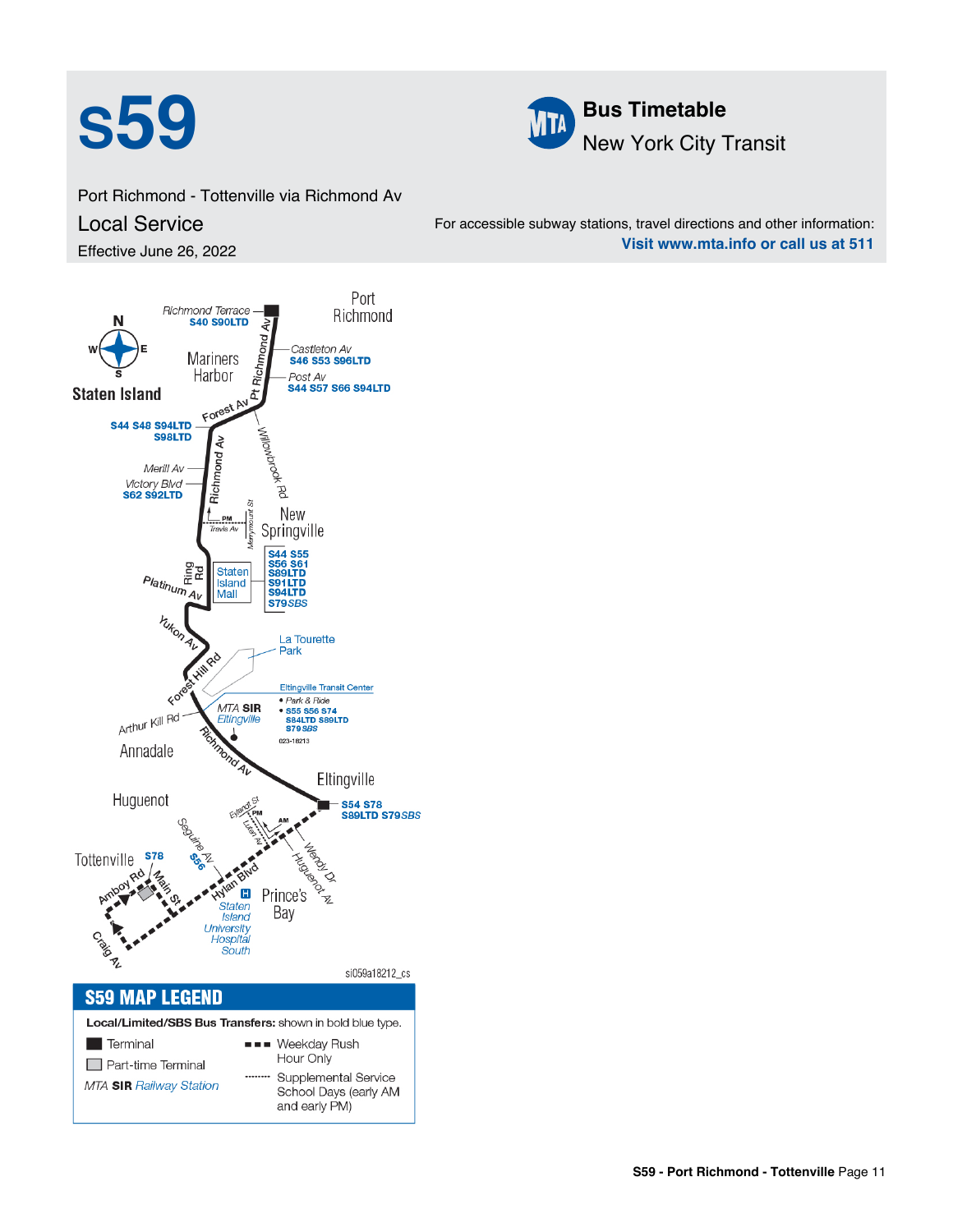# s59

**Bus Timetable**
New York City Transit

Port Richmond - Tottenville via Richmond Av

## Local Service

Effective June 26, 2022

For accessible subway stations, travel directions and other information:
**Visit www.mta.info or call us at 511**

Port Richmond

Richmond Terrace — **S40 S90LTD**

Castleton Av — **S46 S53 S96LTD**

Post Av — **S44 S57 S66 S94LTD**

Mariners Harbor

Staten Island

Forest Av — **S44 S48 S94LTD S98LTD**

Merill Av

Victory Blvd — **S62 S92LTD**

Travis Av

New Springville

Staten Island Mall — **S44 S55 S56 S61 S89LTD S91LTD S94LTD S79** *SBS*

La Tourette Park

Eltingville Transit Center
- Park & Ride
- **S55 S56 S74 S84LTD S89LTD S79** *SBS*

*MTA* **SIR** *Eltingville*

Arthur Kill Rd

Annadale

Eltingville — **S54 S78 S89LTD S79** *SBS*

Huguenot

Tottenville — **S78**, **S56**

Prince's Bay

Staten Island University Hospital South

si059a18212_cs

## S59 MAP LEGEND

**Local/Limited/SBS Bus Transfers:** shown in bold blue type.

- Terminal
- Part-time Terminal
- *MTA* **SIR** *Railway Station*
- Weekday Rush Hour Only
- Supplemental Service School Days (early AM and early PM)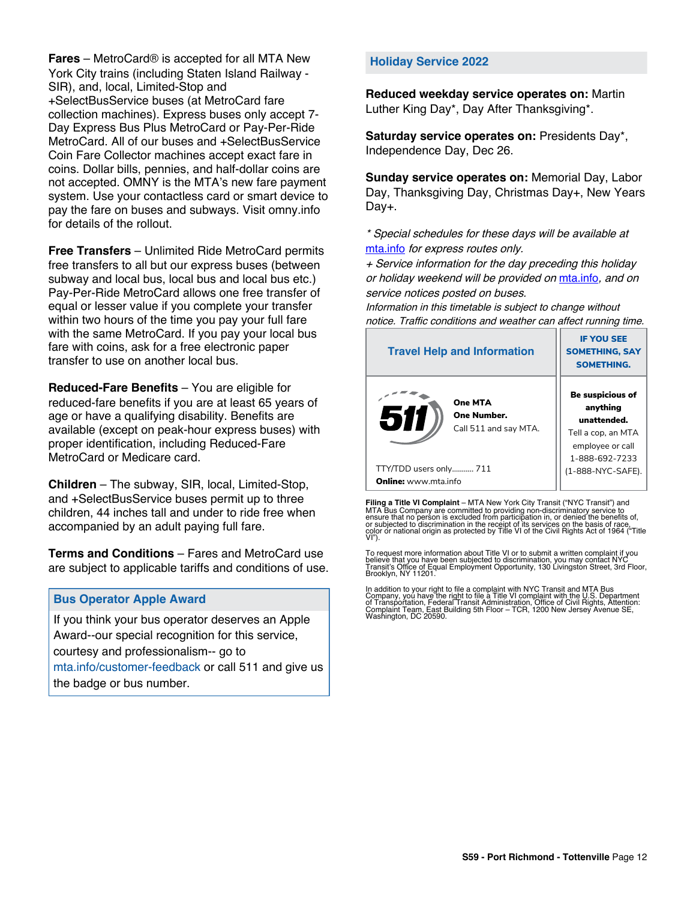**Fares** – MetroCard® is accepted for all MTA New York City trains (including Staten Island Railway - SIR), and, local, Limited-Stop and +SelectBusService buses (at MetroCard fare collection machines). Express buses only accept 7-Day Express Bus Plus MetroCard or Pay-Per-Ride MetroCard. All of our buses and +SelectBusService Coin Fare Collector machines accept exact fare in coins. Dollar bills, pennies, and half-dollar coins are not accepted. OMNY is the MTA's new fare payment system. Use your contactless card or smart device to pay the fare on buses and subways. Visit omny.info for details of the rollout.

**Free Transfers** – Unlimited Ride MetroCard permits free transfers to all but our express buses (between subway and local bus, local bus and local bus etc.) Pay-Per-Ride MetroCard allows one free transfer of equal or lesser value if you complete your transfer within two hours of the time you pay your full fare with the same MetroCard. If you pay your local bus fare with coins, ask for a free electronic paper transfer to use on another local bus.

**Reduced-Fare Benefits** – You are eligible for reduced-fare benefits if you are at least 65 years of age or have a qualifying disability. Benefits are available (except on peak-hour express buses) with proper identification, including Reduced-Fare MetroCard or Medicare card.

**Children** – The subway, SIR, local, Limited-Stop, and +SelectBusService buses permit up to three children, 44 inches tall and under to ride free when accompanied by an adult paying full fare.

**Terms and Conditions** – Fares and MetroCard use are subject to applicable tariffs and conditions of use.

## Bus Operator Apple Award

If you think your bus operator deserves an Apple Award--our special recognition for this service, courtesy and professionalism-- go to mta.info/customer-feedback or call 511 and give us the badge or bus number.

## Holiday Service 2022

**Reduced weekday service operates on:** Martin Luther King Day*, Day After Thanksgiving*.

**Saturday service operates on:** Presidents Day*, Independence Day, Dec 26.

**Sunday service operates on:** Memorial Day, Labor Day, Thanksgiving Day, Christmas Day+, New Years Day+.

*\* Special schedules for these days will be available at mta.info for express routes only.*
*+ Service information for the day preceding this holiday or holiday weekend will be provided on mta.info, and on service notices posted on buses.*
*Information in this timetable is subject to change without notice. Traffic conditions and weather can affect running time.*

| Travel Help and Information | IF YOU SEE SOMETHING, SAY SOMETHING. |
|---|---|
| 511 **One MTA One Number.** Call 511 and say MTA. TTY/TDD users only........... 711 **Online:** www.mta.info | **Be suspicious of anything unattended.** Tell a cop, an MTA employee or call 1-888-692-7233 (1-888-NYC-SAFE). |

**Filing a Title VI Complaint** – MTA New York City Transit ("NYC Transit") and MTA Bus Company are committed to providing non-discriminatory service to ensure that no person is excluded from participation in, or denied the benefits of, or subjected to discrimination in the receipt of its services on the basis of race, color or national origin as protected by Title VI of the Civil Rights Act of 1964 ("Title VI").

To request more information about Title VI or to submit a written complaint if you believe that you have been subjected to discrimination, you may contact NYC Transit's Office of Equal Employment Opportunity, 130 Livingston Street, 3rd Floor, Brooklyn, NY 11201.

In addition to your right to file a complaint with NYC Transit and MTA Bus Company, you have the right to file a Title VI complaint with the U.S. Department of Transportation, Federal Transit Administration, Office of Civil Rights, Attention: Complaint Team, East Building 5th Floor – TCR, 1200 New Jersey Avenue SE, Washington, DC 20590.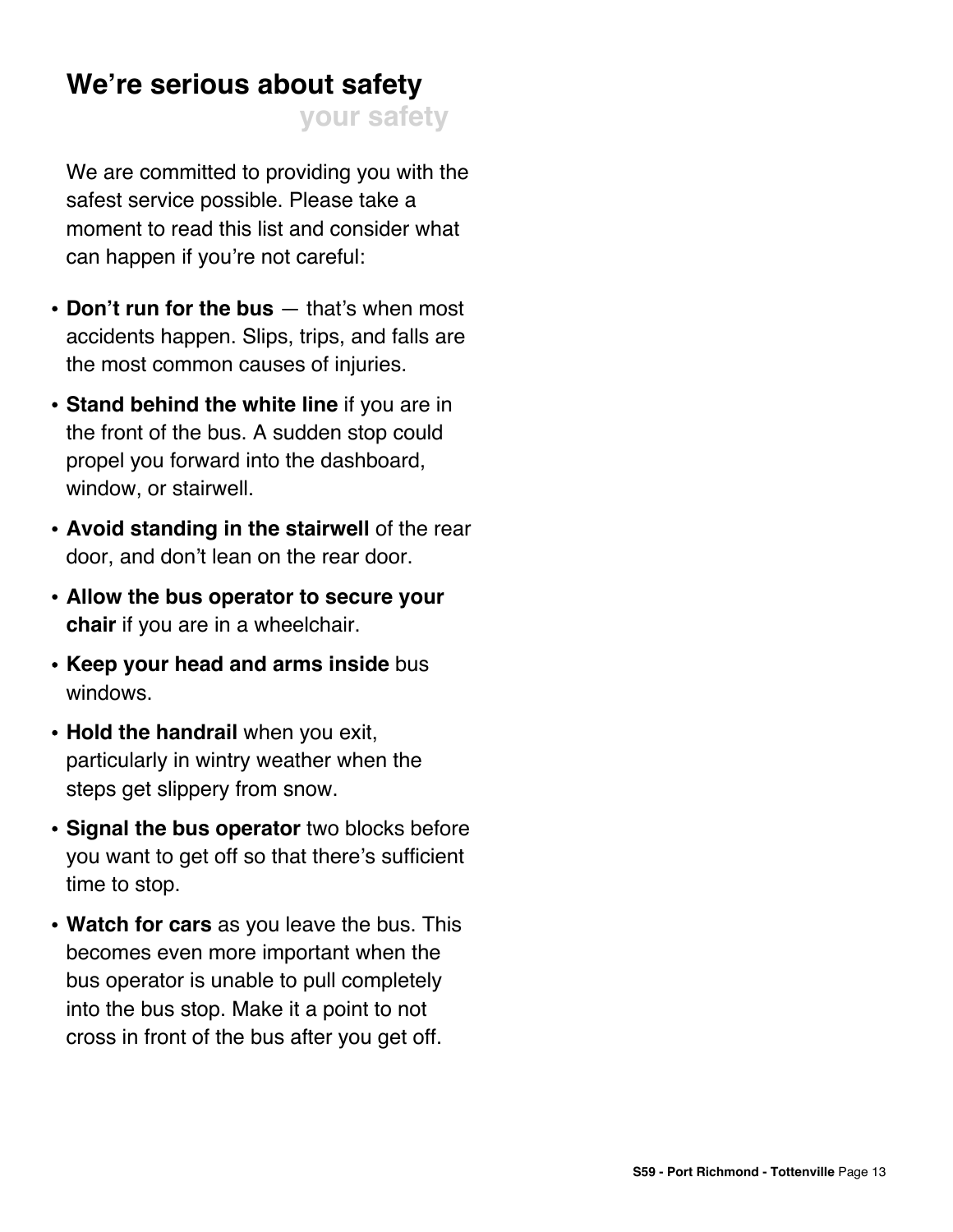# We're serious about safety

## your safety

We are committed to providing you with the safest service possible. Please take a moment to read this list and consider what can happen if you're not careful:

- **Don't run for the bus** — that's when most accidents happen. Slips, trips, and falls are the most common causes of injuries.
- **Stand behind the white line** if you are in the front of the bus. A sudden stop could propel you forward into the dashboard, window, or stairwell.
- **Avoid standing in the stairwell** of the rear door, and don't lean on the rear door.
- **Allow the bus operator to secure your chair** if you are in a wheelchair.
- **Keep your head and arms inside** bus windows.
- **Hold the handrail** when you exit, particularly in wintry weather when the steps get slippery from snow.
- **Signal the bus operator** two blocks before you want to get off so that there's sufficient time to stop.
- **Watch for cars** as you leave the bus. This becomes even more important when the bus operator is unable to pull completely into the bus stop. Make it a point to not cross in front of the bus after you get off.